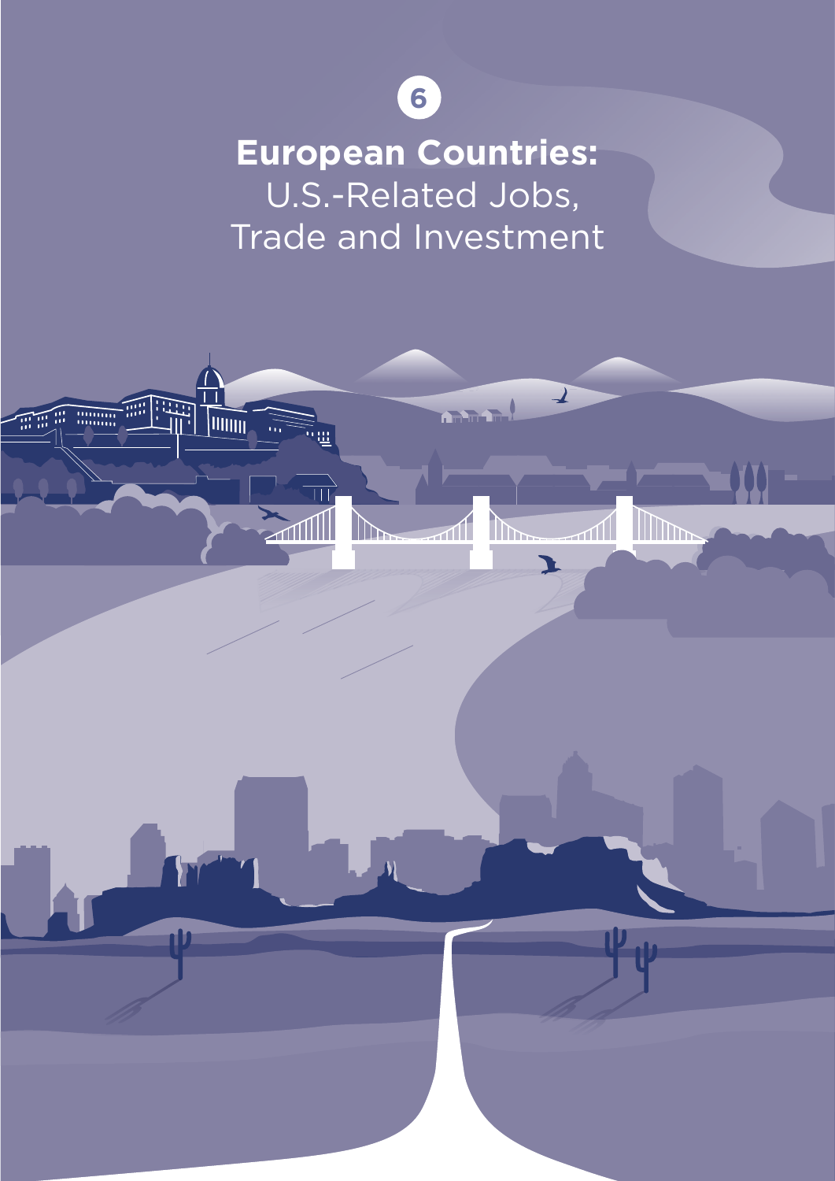6

# European Countries: U.S.-Related Jobs, Trade and Investment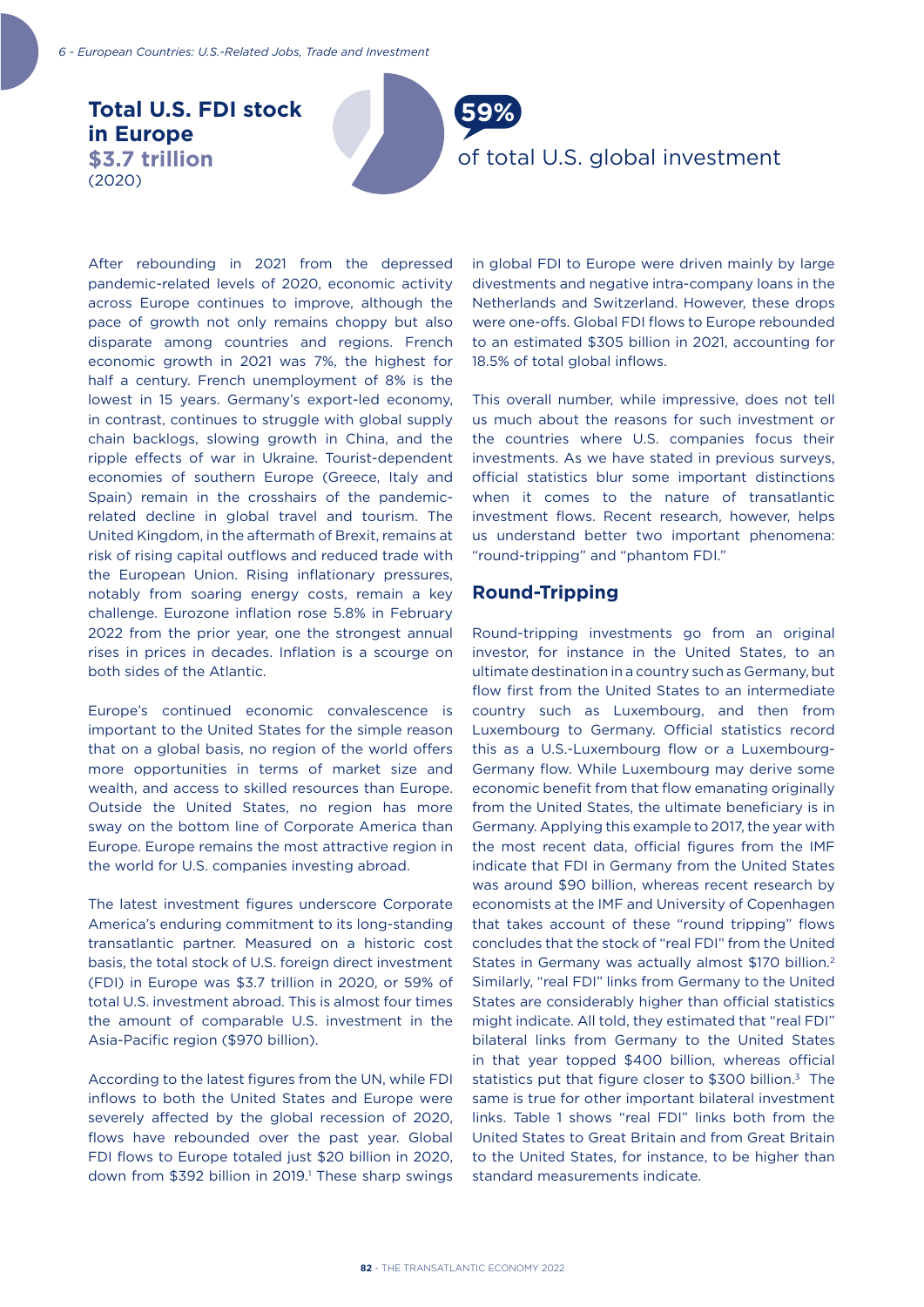**Total U.S. FDI stock in Europe**
**$3.7 trillion**
(2020)

**59%**
of total U.S. global investment

After rebounding in 2021 from the depressed pandemic-related levels of 2020, economic activity across Europe continues to improve, although the pace of growth not only remains choppy but also disparate among countries and regions. French economic growth in 2021 was 7%, the highest for half a century. French unemployment of 8% is the lowest in 15 years. Germany's export-led economy, in contrast, continues to struggle with global supply chain backlogs, slowing growth in China, and the ripple effects of war in Ukraine. Tourist-dependent economies of southern Europe (Greece, Italy and Spain) remain in the crosshairs of the pandemic-related decline in global travel and tourism. The United Kingdom, in the aftermath of Brexit, remains at risk of rising capital outflows and reduced trade with the European Union. Rising inflationary pressures, notably from soaring energy costs, remain a key challenge. Eurozone inflation rose 5.8% in February 2022 from the prior year, one the strongest annual rises in prices in decades. Inflation is a scourge on both sides of the Atlantic.

Europe's continued economic convalescence is important to the United States for the simple reason that on a global basis, no region of the world offers more opportunities in terms of market size and wealth, and access to skilled resources than Europe. Outside the United States, no region has more sway on the bottom line of Corporate America than Europe. Europe remains the most attractive region in the world for U.S. companies investing abroad.

The latest investment figures underscore Corporate America's enduring commitment to its long-standing transatlantic partner. Measured on a historic cost basis, the total stock of U.S. foreign direct investment (FDI) in Europe was $3.7 trillion in 2020, or 59% of total U.S. investment abroad. This is almost four times the amount of comparable U.S. investment in the Asia-Pacific region ($970 billion).

According to the latest figures from the UN, while FDI inflows to both the United States and Europe were severely affected by the global recession of 2020, flows have rebounded over the past year. Global FDI flows to Europe totaled just $20 billion in 2020, down from $392 billion in 2019.[1] These sharp swings in global FDI to Europe were driven mainly by large divestments and negative intra-company loans in the Netherlands and Switzerland. However, these drops were one-offs. Global FDI flows to Europe rebounded to an estimated $305 billion in 2021, accounting for 18.5% of total global inflows.

This overall number, while impressive, does not tell us much about the reasons for such investment or the countries where U.S. companies focus their investments. As we have stated in previous surveys, official statistics blur some important distinctions when it comes to the nature of transatlantic investment flows. Recent research, however, helps us understand better two important phenomena: "round-tripping" and "phantom FDI."

## Round-Tripping

Round-tripping investments go from an original investor, for instance in the United States, to an ultimate destination in a country such as Germany, but flow first from the United States to an intermediate country such as Luxembourg, and then from Luxembourg to Germany. Official statistics record this as a U.S.-Luxembourg flow or a Luxembourg-Germany flow. While Luxembourg may derive some economic benefit from that flow emanating originally from the United States, the ultimate beneficiary is in Germany. Applying this example to 2017, the year with the most recent data, official figures from the IMF indicate that FDI in Germany from the United States was around $90 billion, whereas recent research by economists at the IMF and University of Copenhagen that takes account of these "round tripping" flows concludes that the stock of "real FDI" from the United States in Germany was actually almost $170 billion.[2] Similarly, "real FDI" links from Germany to the United States are considerably higher than official statistics might indicate. All told, they estimated that "real FDI" bilateral links from Germany to the United States in that year topped $400 billion, whereas official statistics put that figure closer to $300 billion.[3] The same is true for other important bilateral investment links. Table 1 shows "real FDI" links both from the United States to Great Britain and from Great Britain to the United States, for instance, to be higher than standard measurements indicate.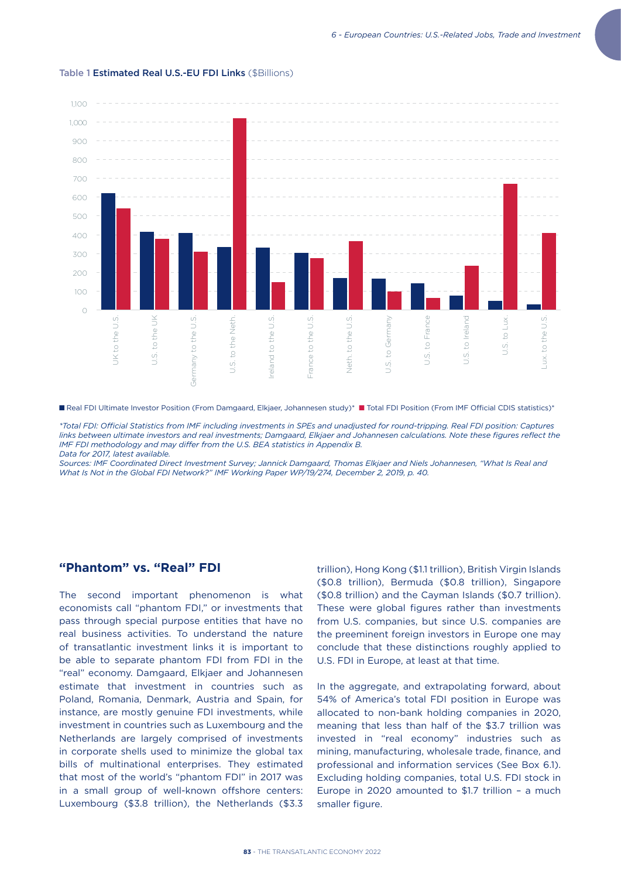**Table 1 Estimated Real U.S.-EU FDI Links** ($Billions)

■ Real FDI Ultimate Investor Position (From Damgaard, Elkjaer, Johannesen study)* ■ Total FDI Position (From IMF Official CDIS statistics)*

*Total FDI: Official Statistics from IMF including investments in SPEs and unadjusted for round-tripping. Real FDI position: Captures links between ultimate investors and real investments; Damgaard, Elkjaer and Johannesen calculations. Note these figures reflect the IMF FDI methodology and may differ from the U.S. BEA statistics in Appendix B.*
*Data for 2017, latest available.*
*Sources: IMF Coordinated Direct Investment Survey; Jannick Damgaard, Thomas Elkjaer and Niels Johannesen, "What Is Real and What Is Not in the Global FDI Network?" IMF Working Paper WP/19/274, December 2, 2019, p. 40.*

## "Phantom" vs. "Real" FDI

The second important phenomenon is what economists call "phantom FDI," or investments that pass through special purpose entities that have no real business activities. To understand the nature of transatlantic investment links it is important to be able to separate phantom FDI from FDI in the "real" economy. Damgaard, Elkjaer and Johannesen estimate that investment in countries such as Poland, Romania, Denmark, Austria and Spain, for instance, are mostly genuine FDI investments, while investment in countries such as Luxembourg and the Netherlands are largely comprised of investments in corporate shells used to minimize the global tax bills of multinational enterprises. They estimated that most of the world's "phantom FDI" in 2017 was in a small group of well-known offshore centers: Luxembourg ($3.8 trillion), the Netherlands ($3.3 trillion), Hong Kong ($1.1 trillion), British Virgin Islands ($0.8 trillion), Bermuda ($0.8 trillion), Singapore ($0.8 trillion) and the Cayman Islands ($0.7 trillion). These were global figures rather than investments from U.S. companies, but since U.S. companies are the preeminent foreign investors in Europe one may conclude that these distinctions roughly applied to U.S. FDI in Europe, at least at that time.

In the aggregate, and extrapolating forward, about 54% of America's total FDI position in Europe was allocated to non-bank holding companies in 2020, meaning that less than half of the $3.7 trillion was invested in "real economy" industries such as mining, manufacturing, wholesale trade, finance, and professional and information services (See Box 6.1). Excluding holding companies, total U.S. FDI stock in Europe in 2020 amounted to $1.7 trillion – a much smaller figure.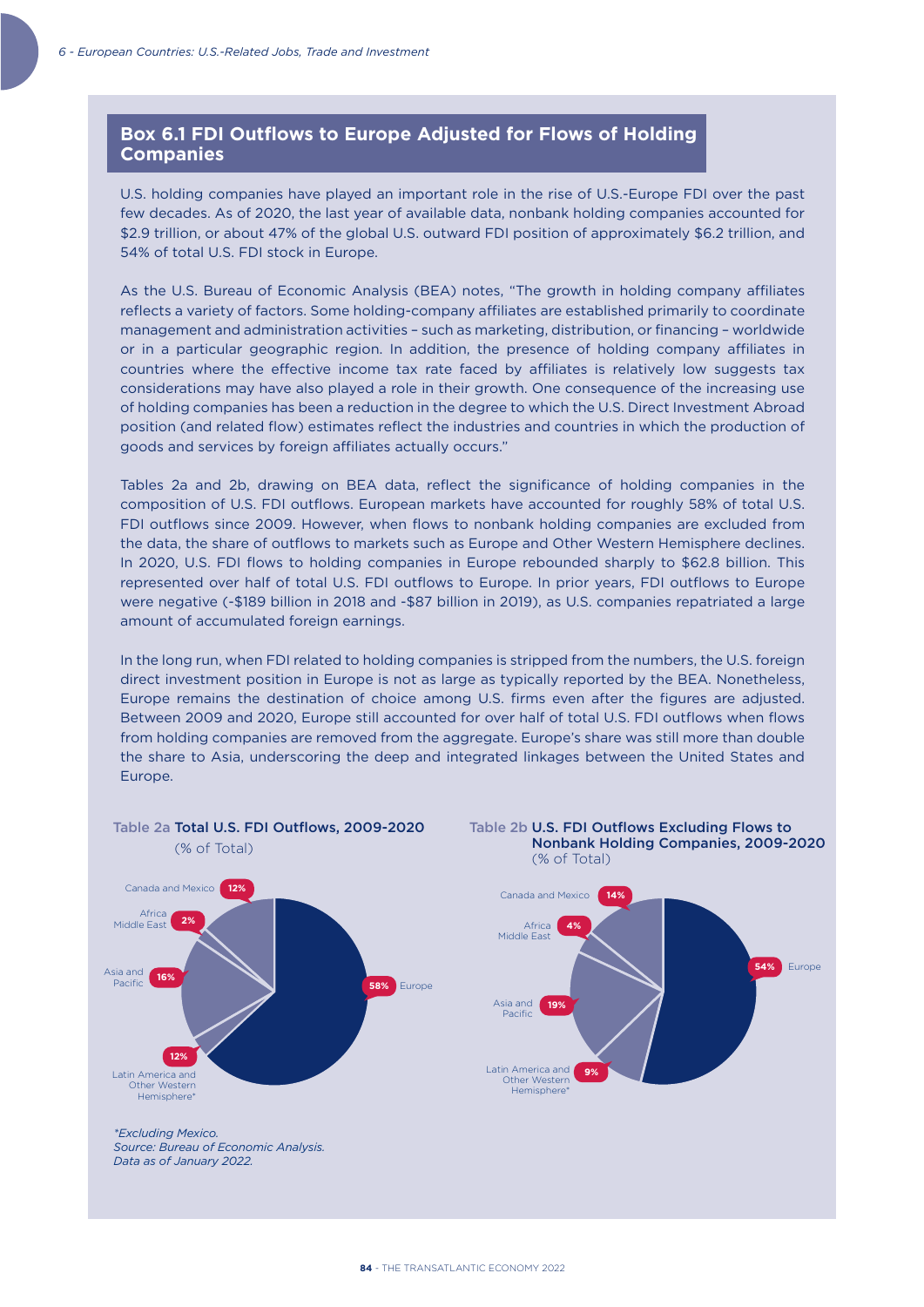## Box 6.1 FDI Outflows to Europe Adjusted for Flows of Holding Companies

U.S. holding companies have played an important role in the rise of U.S.-Europe FDI over the past few decades. As of 2020, the last year of available data, nonbank holding companies accounted for $2.9 trillion, or about 47% of the global U.S. outward FDI position of approximately $6.2 trillion, and 54% of total U.S. FDI stock in Europe.

As the U.S. Bureau of Economic Analysis (BEA) notes, "The growth in holding company affiliates reflects a variety of factors. Some holding-company affiliates are established primarily to coordinate management and administration activities – such as marketing, distribution, or financing – worldwide or in a particular geographic region. In addition, the presence of holding company affiliates in countries where the effective income tax rate faced by affiliates is relatively low suggests tax considerations may have also played a role in their growth. One consequence of the increasing use of holding companies has been a reduction in the degree to which the U.S. Direct Investment Abroad position (and related flow) estimates reflect the industries and countries in which the production of goods and services by foreign affiliates actually occurs."

Tables 2a and 2b, drawing on BEA data, reflect the significance of holding companies in the composition of U.S. FDI outflows. European markets have accounted for roughly 58% of total U.S. FDI outflows since 2009. However, when flows to nonbank holding companies are excluded from the data, the share of outflows to markets such as Europe and Other Western Hemisphere declines. In 2020, U.S. FDI flows to holding companies in Europe rebounded sharply to $62.8 billion. This represented over half of total U.S. FDI outflows to Europe. In prior years, FDI outflows to Europe were negative (-$189 billion in 2018 and -$87 billion in 2019), as U.S. companies repatriated a large amount of accumulated foreign earnings.

In the long run, when FDI related to holding companies is stripped from the numbers, the U.S. foreign direct investment position in Europe is not as large as typically reported by the BEA. Nonetheless, Europe remains the destination of choice among U.S. firms even after the figures are adjusted. Between 2009 and 2020, Europe still accounted for over half of total U.S. FDI outflows when flows from holding companies are removed from the aggregate. Europe's share was still more than double the share to Asia, underscoring the deep and integrated linkages between the United States and Europe.

**Table 2a Total U.S. FDI Outflows, 2009-2020**
(% of Total)

| Region | % of Total |
|---|---|
| Europe | 58% |
| Asia and Pacific | 16% |
| Canada and Mexico | 12% |
| Latin America and Other Western Hemisphere* | 12% |
| Africa Middle East | 2% |

**Table 2b U.S. FDI Outflows Excluding Flows to Nonbank Holding Companies, 2009-2020**
(% of Total)

| Region | % of Total |
|---|---|
| Europe | 54% |
| Asia and Pacific | 19% |
| Canada and Mexico | 14% |
| Latin America and Other Western Hemisphere* | 9% |
| Africa Middle East | 4% |

*\*Excluding Mexico.*
*Source: Bureau of Economic Analysis.*
*Data as of January 2022.*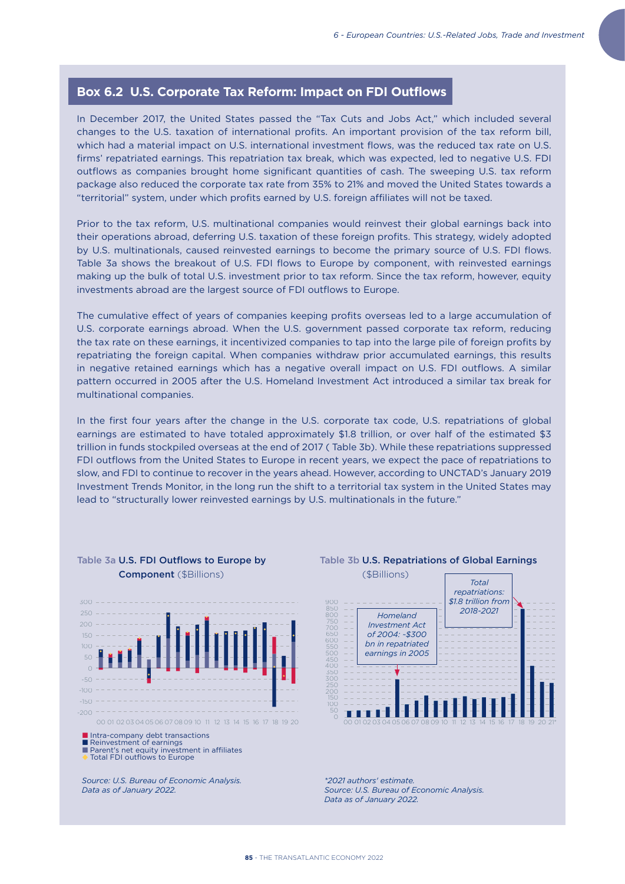## Box 6.2 U.S. Corporate Tax Reform: Impact on FDI Outflows

In December 2017, the United States passed the "Tax Cuts and Jobs Act," which included several changes to the U.S. taxation of international profits. An important provision of the tax reform bill, which had a material impact on U.S. international investment flows, was the reduced tax rate on U.S. firms' repatriated earnings. This repatriation tax break, which was expected, led to negative U.S. FDI outflows as companies brought home significant quantities of cash. The sweeping U.S. tax reform package also reduced the corporate tax rate from 35% to 21% and moved the United States towards a "territorial" system, under which profits earned by U.S. foreign affiliates will not be taxed.

Prior to the tax reform, U.S. multinational companies would reinvest their global earnings back into their operations abroad, deferring U.S. taxation of these foreign profits. This strategy, widely adopted by U.S. multinationals, caused reinvested earnings to become the primary source of U.S. FDI flows. Table 3a shows the breakout of U.S. FDI flows to Europe by component, with reinvested earnings making up the bulk of total U.S. investment prior to tax reform. Since the tax reform, however, equity investments abroad are the largest source of FDI outflows to Europe.

The cumulative effect of years of companies keeping profits overseas led to a large accumulation of U.S. corporate earnings abroad. When the U.S. government passed corporate tax reform, reducing the tax rate on these earnings, it incentivized companies to tap into the large pile of foreign profits by repatriating the foreign capital. When companies withdraw prior accumulated earnings, this results in negative retained earnings which has a negative overall impact on U.S. FDI outflows. A similar pattern occurred in 2005 after the U.S. Homeland Investment Act introduced a similar tax break for multinational companies.

In the first four years after the change in the U.S. corporate tax code, U.S. repatriations of global earnings are estimated to have totaled approximately $1.8 trillion, or over half of the estimated $3 trillion in funds stockpiled overseas at the end of 2017 ( Table 3b). While these repatriations suppressed FDI outflows from the United States to Europe in recent years, we expect the pace of repatriations to slow, and FDI to continue to recover in the years ahead. However, according to UNCTAD's January 2019 Investment Trends Monitor, in the long run the shift to a territorial tax system in the United States may lead to "structurally lower reinvested earnings by U.S. multinationals in the future."

**Table 3a U.S. FDI Outflows to Europe by Component** ($Billions)

- Intra-company debt transactions
- Reinvestment of earnings
- Parent's net equity investment in affiliates
- Total FDI outflows to Europe

*Source: U.S. Bureau of Economic Analysis. Data as of January 2022.*

**Table 3b U.S. Repatriations of Global Earnings** ($Billions)

*Homeland Investment Act of 2004: ~$300 bn in repatriated earnings in 2005*

*Total repatriations: $1.8 trillion from 2018-2021*

*\*2021 authors' estimate.*
*Source: U.S. Bureau of Economic Analysis. Data as of January 2022.*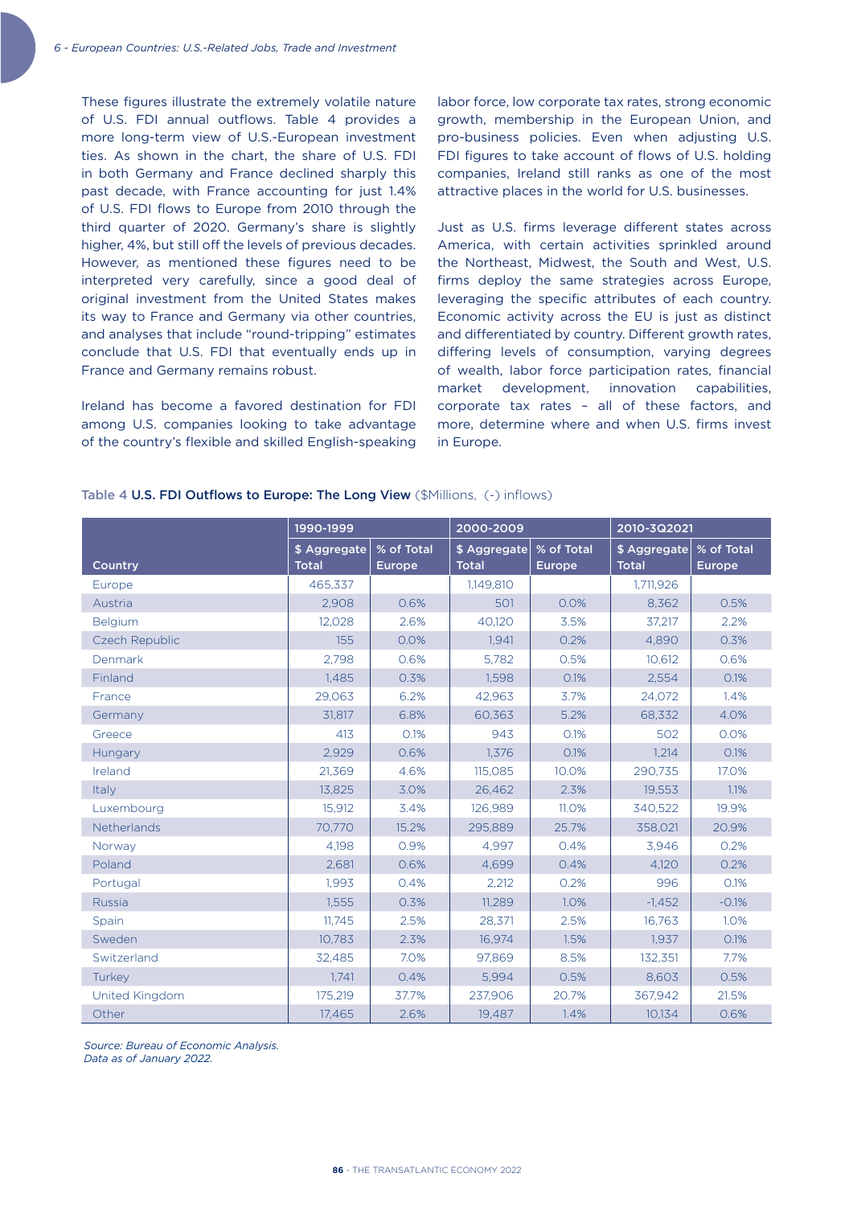These figures illustrate the extremely volatile nature of U.S. FDI annual outflows. Table 4 provides a more long-term view of U.S.-European investment ties. As shown in the chart, the share of U.S. FDI in both Germany and France declined sharply this past decade, with France accounting for just 1.4% of U.S. FDI flows to Europe from 2010 through the third quarter of 2020. Germany's share is slightly higher, 4%, but still off the levels of previous decades. However, as mentioned these figures need to be interpreted very carefully, since a good deal of original investment from the United States makes its way to France and Germany via other countries, and analyses that include "round-tripping" estimates conclude that U.S. FDI that eventually ends up in France and Germany remains robust.

Ireland has become a favored destination for FDI among U.S. companies looking to take advantage of the country's flexible and skilled English-speaking labor force, low corporate tax rates, strong economic growth, membership in the European Union, and pro-business policies. Even when adjusting U.S. FDI figures to take account of flows of U.S. holding companies, Ireland still ranks as one of the most attractive places in the world for U.S. businesses.

Just as U.S. firms leverage different states across America, with certain activities sprinkled around the Northeast, Midwest, the South and West, U.S. firms deploy the same strategies across Europe, leveraging the specific attributes of each country. Economic activity across the EU is just as distinct and differentiated by country. Different growth rates, differing levels of consumption, varying degrees of wealth, labor force participation rates, financial market development, innovation capabilities, corporate tax rates – all of these factors, and more, determine where and when U.S. firms invest in Europe.

**Table 4 U.S. FDI Outflows to Europe: The Long View** ($Millions, (-) inflows)

| Country | 1990-1999 | | 2000-2009 | | 2010-3Q2021 | |
|---|---|---|---|---|---|---|
| | $ Aggregate Total | % of Total Europe | $ Aggregate Total | % of Total Europe | $ Aggregate Total | % of Total Europe |
| Europe | 465,337 | | 1,149,810 | | 1,711,926 | |
| Austria | 2,908 | 0.6% | 501 | 0.0% | 8,362 | 0.5% |
| Belgium | 12,028 | 2.6% | 40,120 | 3.5% | 37,217 | 2.2% |
| Czech Republic | 155 | 0.0% | 1,941 | 0.2% | 4,890 | 0.3% |
| Denmark | 2,798 | 0.6% | 5,782 | 0.5% | 10,612 | 0.6% |
| Finland | 1,485 | 0.3% | 1,598 | 0.1% | 2,554 | 0.1% |
| France | 29,063 | 6.2% | 42,963 | 3.7% | 24,072 | 1.4% |
| Germany | 31,817 | 6.8% | 60,363 | 5.2% | 68,332 | 4.0% |
| Greece | 413 | 0.1% | 943 | 0.1% | 502 | 0.0% |
| Hungary | 2,929 | 0.6% | 1,376 | 0.1% | 1,214 | 0.1% |
| Ireland | 21,369 | 4.6% | 115,085 | 10.0% | 290,735 | 17.0% |
| Italy | 13,825 | 3.0% | 26,462 | 2.3% | 19,553 | 1.1% |
| Luxembourg | 15,912 | 3.4% | 126,989 | 11.0% | 340,522 | 19.9% |
| Netherlands | 70,770 | 15.2% | 295,889 | 25.7% | 358,021 | 20.9% |
| Norway | 4,198 | 0.9% | 4,997 | 0.4% | 3,946 | 0.2% |
| Poland | 2,681 | 0.6% | 4,699 | 0.4% | 4,120 | 0.2% |
| Portugal | 1,993 | 0.4% | 2,212 | 0.2% | 996 | 0.1% |
| Russia | 1,555 | 0.3% | 11,289 | 1.0% | -1,452 | -0.1% |
| Spain | 11,745 | 2.5% | 28,371 | 2.5% | 16,763 | 1.0% |
| Sweden | 10,783 | 2.3% | 16,974 | 1.5% | 1,937 | 0.1% |
| Switzerland | 32,485 | 7.0% | 97,869 | 8.5% | 132,351 | 7.7% |
| Turkey | 1,741 | 0.4% | 5,994 | 0.5% | 8,603 | 0.5% |
| United Kingdom | 175,219 | 37.7% | 237,906 | 20.7% | 367,942 | 21.5% |
| Other | 17,465 | 2.6% | 19,487 | 1.4% | 10,134 | 0.6% |

*Source: Bureau of Economic Analysis.*
*Data as of January 2022.*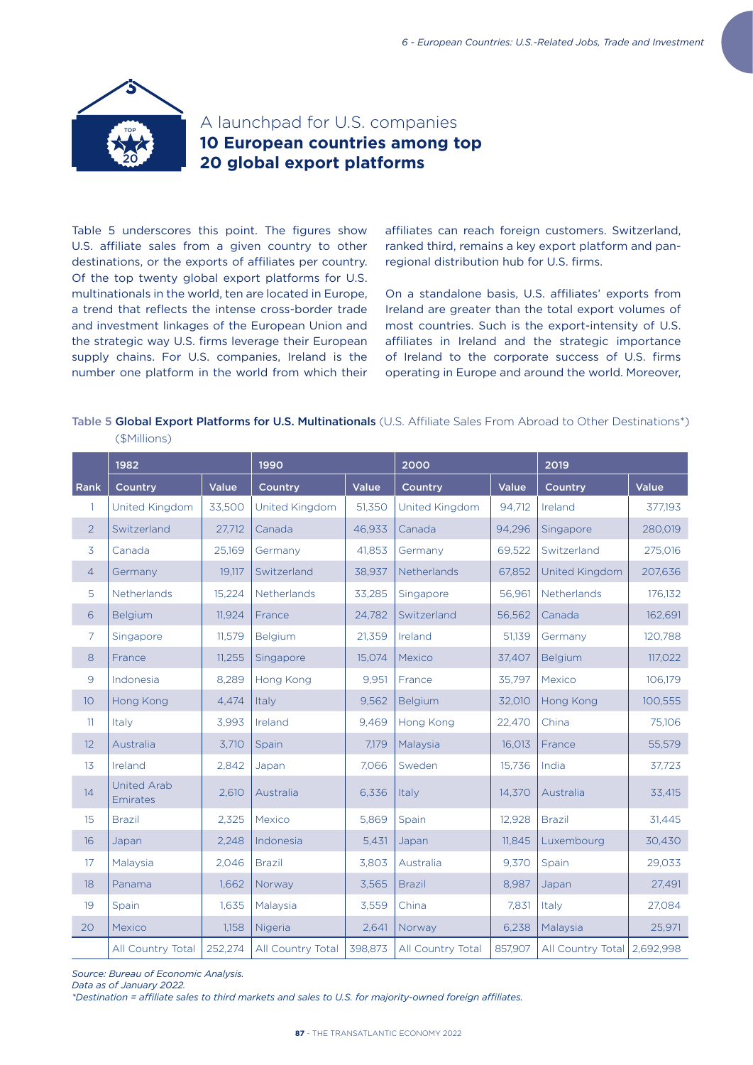## A launchpad for U.S. companies
## **10 European countries among top 20 global export platforms**

Table 5 underscores this point. The figures show U.S. affiliate sales from a given country to other destinations, or the exports of affiliates per country. Of the top twenty global export platforms for U.S. multinationals in the world, ten are located in Europe, a trend that reflects the intense cross-border trade and investment linkages of the European Union and the strategic way U.S. firms leverage their European supply chains. For U.S. companies, Ireland is the number one platform in the world from which their affiliates can reach foreign customers. Switzerland, ranked third, remains a key export platform and pan-regional distribution hub for U.S. firms.

On a standalone basis, U.S. affiliates' exports from Ireland are greater than the total export volumes of most countries. Such is the export-intensity of U.S. affiliates in Ireland and the strategic importance of Ireland to the corporate success of U.S. firms operating in Europe and around the world. Moreover,

**Table 5 Global Export Platforms for U.S. Multinationals** (U.S. Affiliate Sales From Abroad to Other Destinations*) ($Millions)

| | 1982 | | 1990 | | 2000 | | 2019 | |
|---|---|---|---|---|---|---|---|---|
| Rank | Country | Value | Country | Value | Country | Value | Country | Value |
| 1 | United Kingdom | 33,500 | United Kingdom | 51,350 | United Kingdom | 94,712 | Ireland | 377,193 |
| 2 | Switzerland | 27,712 | Canada | 46,933 | Canada | 94,296 | Singapore | 280,019 |
| 3 | Canada | 25,169 | Germany | 41,853 | Germany | 69,522 | Switzerland | 275,016 |
| 4 | Germany | 19,117 | Switzerland | 38,937 | Netherlands | 67,852 | United Kingdom | 207,636 |
| 5 | Netherlands | 15,224 | Netherlands | 33,285 | Singapore | 56,961 | Netherlands | 176,132 |
| 6 | Belgium | 11,924 | France | 24,782 | Switzerland | 56,562 | Canada | 162,691 |
| 7 | Singapore | 11,579 | Belgium | 21,359 | Ireland | 51,139 | Germany | 120,788 |
| 8 | France | 11,255 | Singapore | 15,074 | Mexico | 37,407 | Belgium | 117,022 |
| 9 | Indonesia | 8,289 | Hong Kong | 9,951 | France | 35,797 | Mexico | 106,179 |
| 10 | Hong Kong | 4,474 | Italy | 9,562 | Belgium | 32,010 | Hong Kong | 100,555 |
| 11 | Italy | 3,993 | Ireland | 9,469 | Hong Kong | 22,470 | China | 75,106 |
| 12 | Australia | 3,710 | Spain | 7,179 | Malaysia | 16,013 | France | 55,579 |
| 13 | Ireland | 2,842 | Japan | 7,066 | Sweden | 15,736 | India | 37,723 |
| 14 | United Arab Emirates | 2,610 | Australia | 6,336 | Italy | 14,370 | Australia | 33,415 |
| 15 | Brazil | 2,325 | Mexico | 5,869 | Spain | 12,928 | Brazil | 31,445 |
| 16 | Japan | 2,248 | Indonesia | 5,431 | Japan | 11,845 | Luxembourg | 30,430 |
| 17 | Malaysia | 2,046 | Brazil | 3,803 | Australia | 9,370 | Spain | 29,033 |
| 18 | Panama | 1,662 | Norway | 3,565 | Brazil | 8,987 | Japan | 27,491 |
| 19 | Spain | 1,635 | Malaysia | 3,559 | China | 7,831 | Italy | 27,084 |
| 20 | Mexico | 1,158 | Nigeria | 2,641 | Norway | 6,238 | Malaysia | 25,971 |
| | All Country Total | 252,274 | All Country Total | 398,873 | All Country Total | 857,907 | All Country Total | 2,692,998 |

*Source: Bureau of Economic Analysis.*
*Data as of January 2022.*
*Destination = affiliate sales to third markets and sales to U.S. for majority-owned foreign affiliates.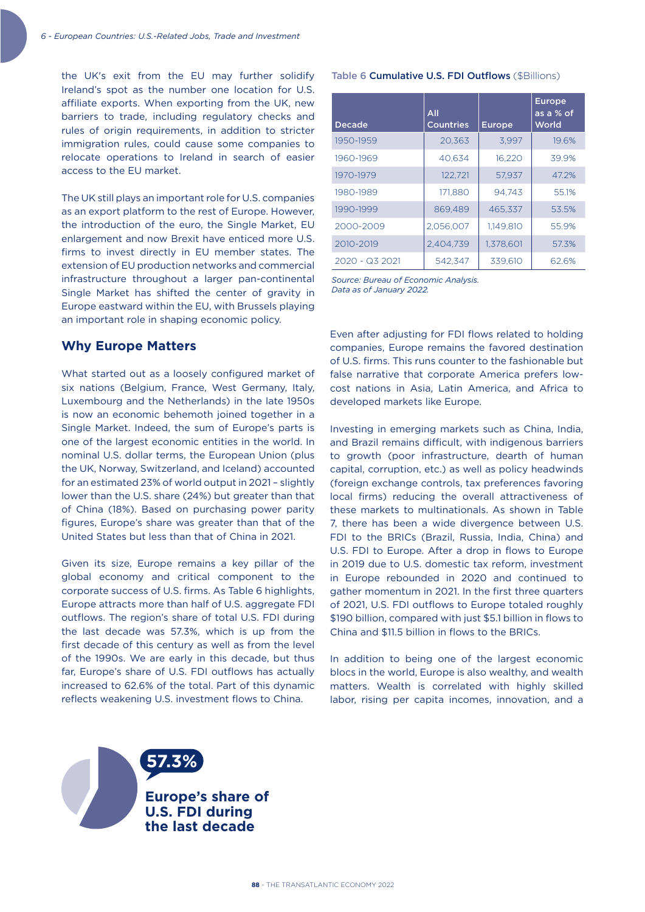the UK's exit from the EU may further solidify Ireland's spot as the number one location for U.S. affiliate exports. When exporting from the UK, new barriers to trade, including regulatory checks and rules of origin requirements, in addition to stricter immigration rules, could cause some companies to relocate operations to Ireland in search of easier access to the EU market.

The UK still plays an important role for U.S. companies as an export platform to the rest of Europe. However, the introduction of the euro, the Single Market, EU enlargement and now Brexit have enticed more U.S. firms to invest directly in EU member states. The extension of EU production networks and commercial infrastructure throughout a larger pan-continental Single Market has shifted the center of gravity in Europe eastward within the EU, with Brussels playing an important role in shaping economic policy.

## Why Europe Matters

What started out as a loosely configured market of six nations (Belgium, France, West Germany, Italy, Luxembourg and the Netherlands) in the late 1950s is now an economic behemoth joined together in a Single Market. Indeed, the sum of Europe's parts is one of the largest economic entities in the world. In nominal U.S. dollar terms, the European Union (plus the UK, Norway, Switzerland, and Iceland) accounted for an estimated 23% of world output in 2021 – slightly lower than the U.S. share (24%) but greater than that of China (18%). Based on purchasing power parity figures, Europe's share was greater than that of the United States but less than that of China in 2021.

Given its size, Europe remains a key pillar of the global economy and critical component to the corporate success of U.S. firms. As Table 6 highlights, Europe attracts more than half of U.S. aggregate FDI outflows. The region's share of total U.S. FDI during the last decade was 57.3%, which is up from the first decade of this century as well as from the level of the 1990s. We are early in this decade, but thus far, Europe's share of U.S. FDI outflows has actually increased to 62.6% of the total. Part of this dynamic reflects weakening U.S. investment flows to China.

**57.3%**

**Europe's share of U.S. FDI during the last decade**

**Table 6 Cumulative U.S. FDI Outflows** ($Billions)

| Decade | All Countries | Europe | Europe as a % of World |
|---|---|---|---|
| 1950-1959 | 20,363 | 3,997 | 19.6% |
| 1960-1969 | 40,634 | 16,220 | 39.9% |
| 1970-1979 | 122,721 | 57,937 | 47.2% |
| 1980-1989 | 171,880 | 94,743 | 55.1% |
| 1990-1999 | 869,489 | 465,337 | 53.5% |
| 2000-2009 | 2,056,007 | 1,149,810 | 55.9% |
| 2010-2019 | 2,404,739 | 1,378,601 | 57.3% |
| 2020 - Q3 2021 | 542,347 | 339,610 | 62.6% |

*Source: Bureau of Economic Analysis.*
*Data as of January 2022.*

Even after adjusting for FDI flows related to holding companies, Europe remains the favored destination of U.S. firms. This runs counter to the fashionable but false narrative that corporate America prefers low-cost nations in Asia, Latin America, and Africa to developed markets like Europe.

Investing in emerging markets such as China, India, and Brazil remains difficult, with indigenous barriers to growth (poor infrastructure, dearth of human capital, corruption, etc.) as well as policy headwinds (foreign exchange controls, tax preferences favoring local firms) reducing the overall attractiveness of these markets to multinationals. As shown in Table 7, there has been a wide divergence between U.S. FDI to the BRICs (Brazil, Russia, India, China) and U.S. FDI to Europe. After a drop in flows to Europe in 2019 due to U.S. domestic tax reform, investment in Europe rebounded in 2020 and continued to gather momentum in 2021. In the first three quarters of 2021, U.S. FDI outflows to Europe totaled roughly $190 billion, compared with just $5.1 billion in flows to China and $11.5 billion in flows to the BRICs.

In addition to being one of the largest economic blocs in the world, Europe is also wealthy, and wealth matters. Wealth is correlated with highly skilled labor, rising per capita incomes, innovation, and a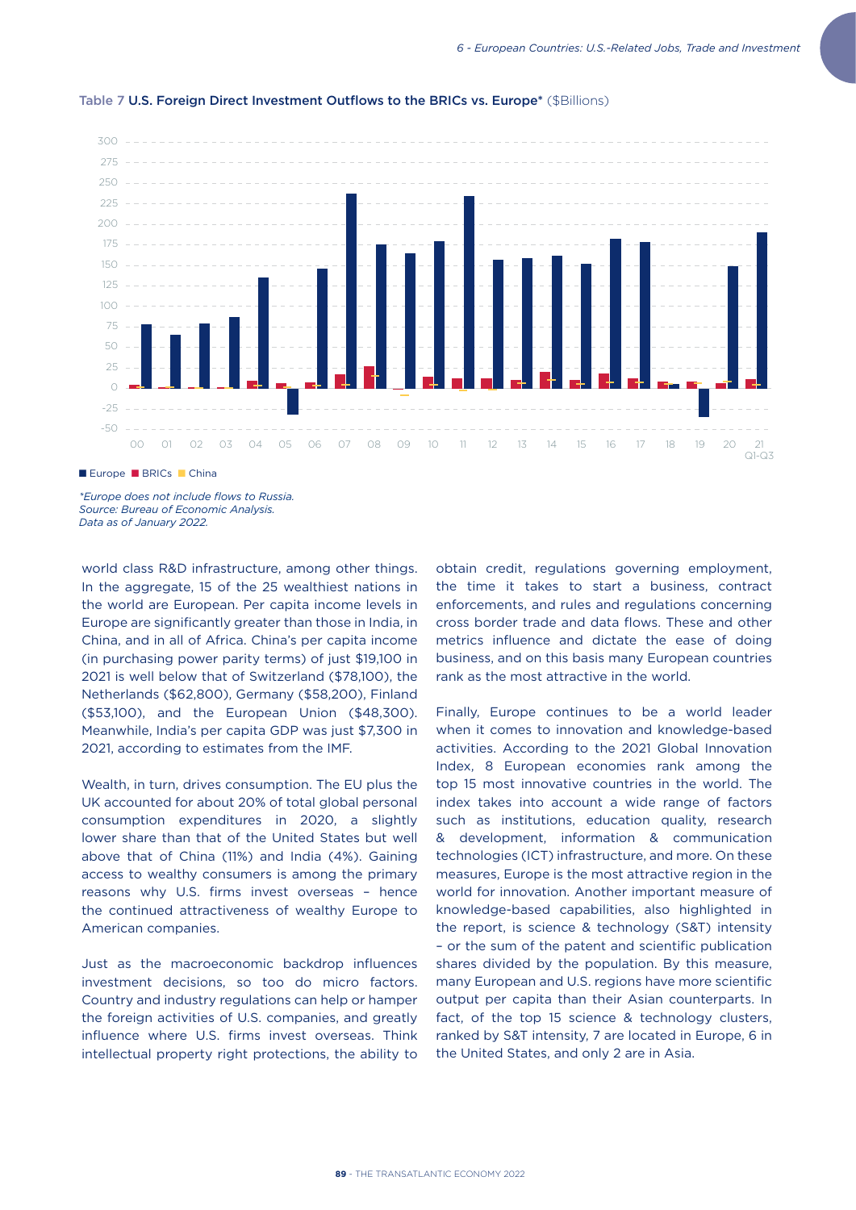**Table 7 U.S. Foreign Direct Investment Outflows to the BRICs vs. Europe*** ($Billions)

■ Europe ■ BRICs ■ China

*Europe does not include flows to Russia.*
*Source: Bureau of Economic Analysis.*
*Data as of January 2022.*

world class R&D infrastructure, among other things. In the aggregate, 15 of the 25 wealthiest nations in the world are European. Per capita income levels in Europe are significantly greater than those in India, in China, and in all of Africa. China's per capita income (in purchasing power parity terms) of just $19,100 in 2021 is well below that of Switzerland ($78,100), the Netherlands ($62,800), Germany ($58,200), Finland ($53,100), and the European Union ($48,300). Meanwhile, India's per capita GDP was just $7,300 in 2021, according to estimates from the IMF.

Wealth, in turn, drives consumption. The EU plus the UK accounted for about 20% of total global personal consumption expenditures in 2020, a slightly lower share than that of the United States but well above that of China (11%) and India (4%). Gaining access to wealthy consumers is among the primary reasons why U.S. firms invest overseas – hence the continued attractiveness of wealthy Europe to American companies.

Just as the macroeconomic backdrop influences investment decisions, so too do micro factors. Country and industry regulations can help or hamper the foreign activities of U.S. companies, and greatly influence where U.S. firms invest overseas. Think intellectual property right protections, the ability to obtain credit, regulations governing employment, the time it takes to start a business, contract enforcements, and rules and regulations concerning cross border trade and data flows. These and other metrics influence and dictate the ease of doing business, and on this basis many European countries rank as the most attractive in the world.

Finally, Europe continues to be a world leader when it comes to innovation and knowledge-based activities. According to the 2021 Global Innovation Index, 8 European economies rank among the top 15 most innovative countries in the world. The index takes into account a wide range of factors such as institutions, education quality, research & development, information & communication technologies (ICT) infrastructure, and more. On these measures, Europe is the most attractive region in the world for innovation. Another important measure of knowledge-based capabilities, also highlighted in the report, is science & technology (S&T) intensity – or the sum of the patent and scientific publication shares divided by the population. By this measure, many European and U.S. regions have more scientific output per capita than their Asian counterparts. In fact, of the top 15 science & technology clusters, ranked by S&T intensity, 7 are located in Europe, 6 in the United States, and only 2 are in Asia.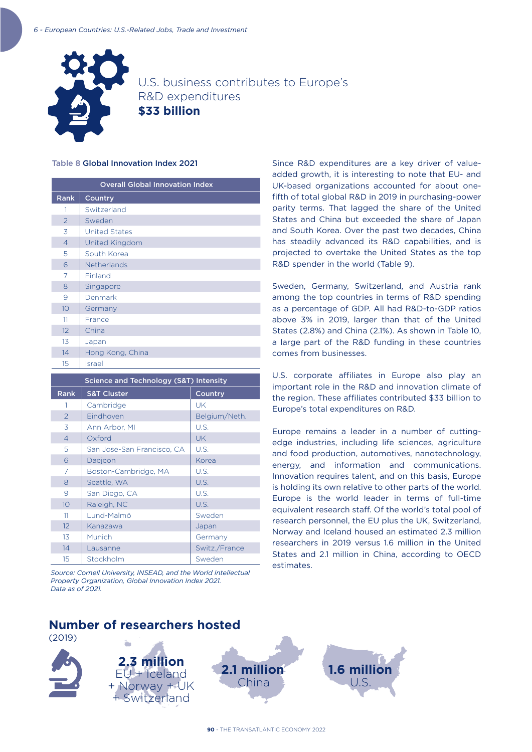U.S. business contributes to Europe's R&D expenditures
**$33 billion**

Table 8 **Global Innovation Index 2021**

| Overall Global Innovation Index | |
|---|---|
| **Rank** | **Country** |
| 1 | Switzerland |
| 2 | Sweden |
| 3 | United States |
| 4 | United Kingdom |
| 5 | South Korea |
| 6 | Netherlands |
| 7 | Finland |
| 8 | Singapore |
| 9 | Denmark |
| 10 | Germany |
| 11 | France |
| 12 | China |
| 13 | Japan |
| 14 | Hong Kong, China |
| 15 | Israel |

| Science and Technology (S&T) Intensity | | |
|---|---|---|
| **Rank** | **S&T Cluster** | **Country** |
| 1 | Cambridge | UK |
| 2 | Eindhoven | Belgium/Neth. |
| 3 | Ann Arbor, MI | U.S. |
| 4 | Oxford | UK |
| 5 | San Jose-San Francisco, CA | U.S. |
| 6 | Daejeon | Korea |
| 7 | Boston-Cambridge, MA | U.S. |
| 8 | Seattle, WA | U.S. |
| 9 | San Diego, CA | U.S. |
| 10 | Raleigh, NC | U.S. |
| 11 | Lund-Malmö | Sweden |
| 12 | Kanazawa | Japan |
| 13 | Munich | Germany |
| 14 | Lausanne | Switz./France |
| 15 | Stockholm | Sweden |

*Source: Cornell University, INSEAD, and the World Intellectual Property Organization, Global Innovation Index 2021. Data as of 2021.*

Since R&D expenditures are a key driver of value-added growth, it is interesting to note that EU- and UK-based organizations accounted for about one-fifth of total global R&D in 2019 in purchasing-power parity terms. That lagged the share of the United States and China but exceeded the share of Japan and South Korea. Over the past two decades, China has steadily advanced its R&D capabilities, and is projected to overtake the United States as the top R&D spender in the world (Table 9).

Sweden, Germany, Switzerland, and Austria rank among the top countries in terms of R&D spending as a percentage of GDP. All had R&D-to-GDP ratios above 3% in 2019, larger than that of the United States (2.8%) and China (2.1%). As shown in Table 10, a large part of the R&D funding in these countries comes from businesses.

U.S. corporate affiliates in Europe also play an important role in the R&D and innovation climate of the region. These affiliates contributed $33 billion to Europe's total expenditures on R&D.

Europe remains a leader in a number of cutting-edge industries, including life sciences, agriculture and food production, automotives, nanotechnology, energy, and information and communications. Innovation requires talent, and on this basis, Europe is holding its own relative to other parts of the world. Europe is the world leader in terms of full-time equivalent research staff. Of the world's total pool of research personnel, the EU plus the UK, Switzerland, Norway and Iceland housed an estimated 2.3 million researchers in 2019 versus 1.6 million in the United States and 2.1 million in China, according to OECD estimates.

## Number of researchers hosted

(2019)

**2.3 million**
EU + Iceland + Norway + UK + Switzerland

**2.1 million**
China

**1.6 million**
U.S.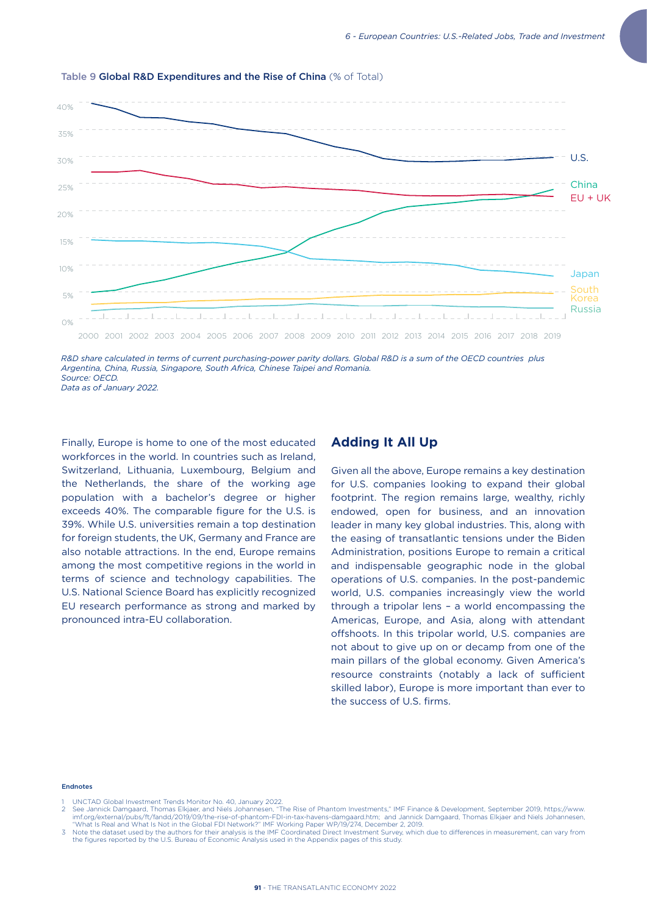**Table 9 Global R&D Expenditures and the Rise of China** (% of Total)

40%
35%
30%
25%
20%
15%
10%
5%
0%

2000 2001 2002 2003 2004 2005 2006 2007 2008 2009 2010 2011 2012 2013 2014 2015 2016 2017 2018 2019

U.S.
China
EU + UK
Japan
South Korea
Russia

*R&D share calculated in terms of current purchasing-power parity dollars. Global R&D is a sum of the OECD countries plus Argentina, China, Russia, Singapore, South Africa, Chinese Taipei and Romania.*
*Source: OECD.*
*Data as of January 2022.*

Finally, Europe is home to one of the most educated workforces in the world. In countries such as Ireland, Switzerland, Lithuania, Luxembourg, Belgium and the Netherlands, the share of the working age population with a bachelor's degree or higher exceeds 40%. The comparable figure for the U.S. is 39%. While U.S. universities remain a top destination for foreign students, the UK, Germany and France are also notable attractions. In the end, Europe remains among the most competitive regions in the world in terms of science and technology capabilities. The U.S. National Science Board has explicitly recognized EU research performance as strong and marked by pronounced intra-EU collaboration.

## Adding It All Up

Given all the above, Europe remains a key destination for U.S. companies looking to expand their global footprint. The region remains large, wealthy, richly endowed, open for business, and an innovation leader in many key global industries. This, along with the easing of transatlantic tensions under the Biden Administration, positions Europe to remain a critical and indispensable geographic node in the global operations of U.S. companies. In the post-pandemic world, U.S. companies increasingly view the world through a tripolar lens – a world encompassing the Americas, Europe, and Asia, along with attendant offshoots. In this tripolar world, U.S. companies are not about to give up on or decamp from one of the main pillars of the global economy. Given America's resource constraints (notably a lack of sufficient skilled labor), Europe is more important than ever to the success of U.S. firms.

**Endnotes**

1 UNCTAD Global Investment Trends Monitor No. 40, January 2022.
2 See Jannick Damgaard, Thomas Elkjaer, and Niels Johannesen, "The Rise of Phantom Investments," IMF Finance & Development, September 2019, https://www.imf.org/external/pubs/ft/fandd/2019/09/the-rise-of-phantom-FDI-in-tax-havens-damgaard.htm; and Jannick Damgaard, Thomas Elkjaer and Niels Johannesen, "What Is Real and What Is Not in the Global FDI Network?" IMF Working Paper WP/19/274, December 2, 2019.
3 Note the dataset used by the authors for their analysis is the IMF Coordinated Direct Investment Survey, which due to differences in measurement, can vary from the figures reported by the U.S. Bureau of Economic Analysis used in the Appendix pages of this study.